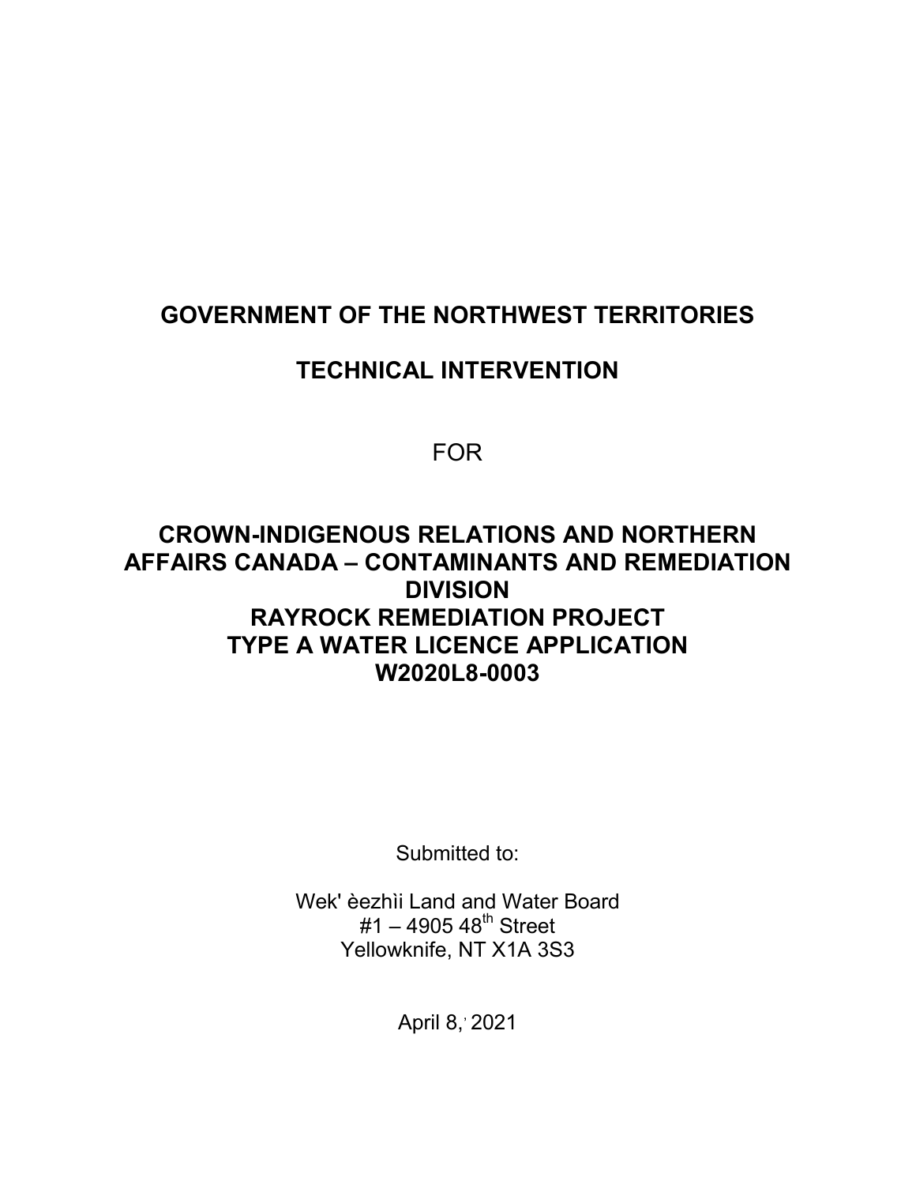# GOVERNMENT OF THE NORTHWEST TERRITORIES

# TECHNICAL INTERVENTION

FOR

# CROWN-INDIGENOUS RELATIONS AND NORTHERN AFFAIRS CANADA – CONTAMINANTS AND REMEDIATION DIVISION RAYROCK REMEDIATION PROJECT TYPE A WATER LICENCE APPLICATION W2020L8-0003

Submitted to:

Wek' èezhìi Land and Water Board
#1 – 4905 48th Street
Yellowknife, NT X1A 3S3

April 8, 2021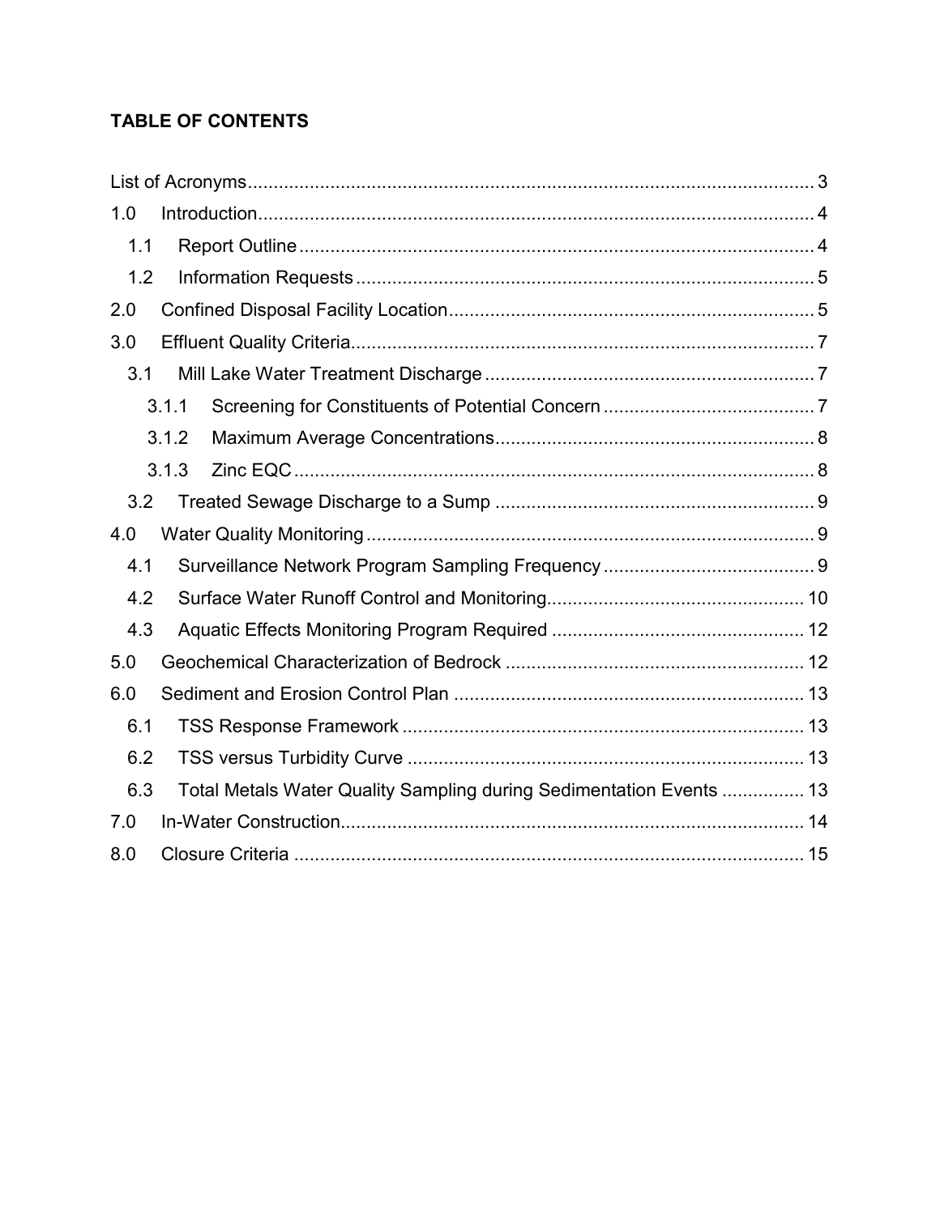**TABLE OF CONTENTS**

List of Acronyms ..... 3

1.0 Introduction ..... 4

- 1.1 Report Outline ..... 4
- 1.2 Information Requests ..... 5

2.0 Confined Disposal Facility Location ..... 5

3.0 Effluent Quality Criteria ..... 7

- 3.1 Mill Lake Water Treatment Discharge ..... 7
  - 3.1.1 Screening for Constituents of Potential Concern ..... 7
  - 3.1.2 Maximum Average Concentrations ..... 8
  - 3.1.3 Zinc EQC ..... 8
- 3.2 Treated Sewage Discharge to a Sump ..... 9

4.0 Water Quality Monitoring ..... 9

- 4.1 Surveillance Network Program Sampling Frequency ..... 9
- 4.2 Surface Water Runoff Control and Monitoring ..... 10
- 4.3 Aquatic Effects Monitoring Program Required ..... 12

5.0 Geochemical Characterization of Bedrock ..... 12

6.0 Sediment and Erosion Control Plan ..... 13

- 6.1 TSS Response Framework ..... 13
- 6.2 TSS versus Turbidity Curve ..... 13
- 6.3 Total Metals Water Quality Sampling during Sedimentation Events ..... 13

7.0 In-Water Construction ..... 14

8.0 Closure Criteria ..... 15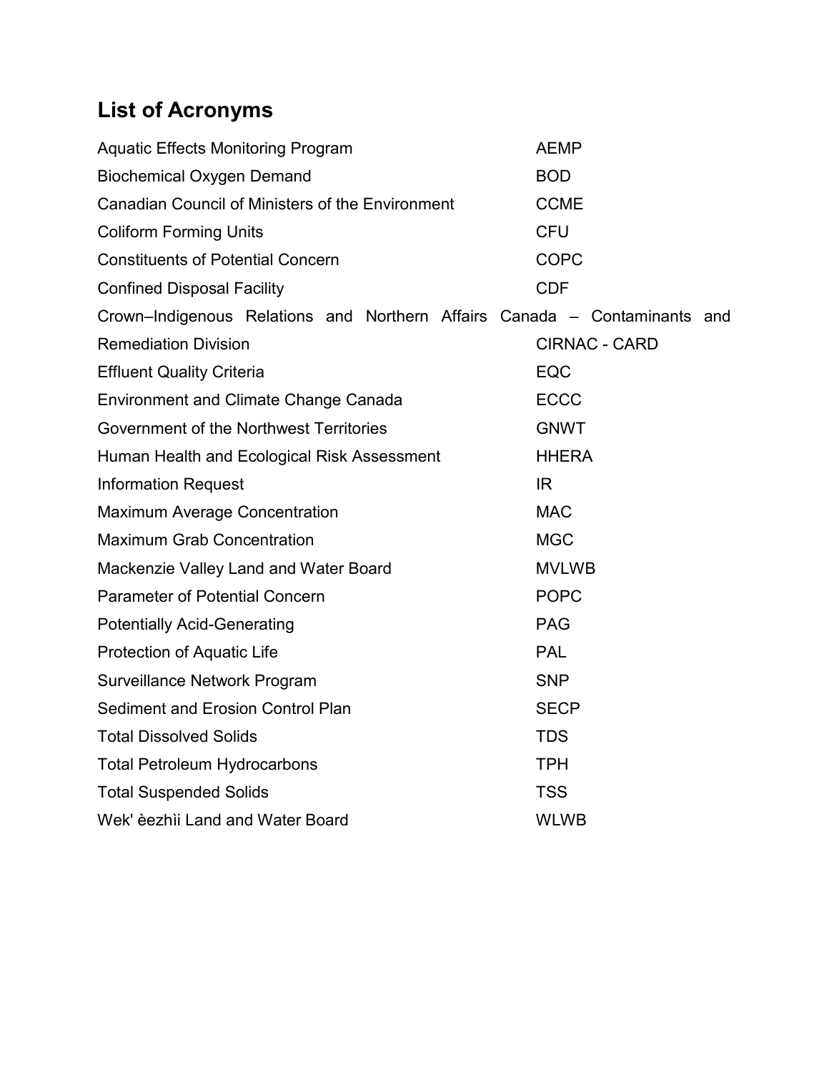## List of Acronyms

| | |
|---|---|
| Aquatic Effects Monitoring Program | AEMP |
| Biochemical Oxygen Demand | BOD |
| Canadian Council of Ministers of the Environment | CCME |
| Coliform Forming Units | CFU |
| Constituents of Potential Concern | COPC |
| Confined Disposal Facility | CDF |
| Crown–Indigenous Relations and Northern Affairs Canada – Contaminants and Remediation Division | CIRNAC - CARD |
| Effluent Quality Criteria | EQC |
| Environment and Climate Change Canada | ECCC |
| Government of the Northwest Territories | GNWT |
| Human Health and Ecological Risk Assessment | HHERA |
| Information Request | IR |
| Maximum Average Concentration | MAC |
| Maximum Grab Concentration | MGC |
| Mackenzie Valley Land and Water Board | MVLWB |
| Parameter of Potential Concern | POPC |
| Potentially Acid-Generating | PAG |
| Protection of Aquatic Life | PAL |
| Surveillance Network Program | SNP |
| Sediment and Erosion Control Plan | SECP |
| Total Dissolved Solids | TDS |
| Total Petroleum Hydrocarbons | TPH |
| Total Suspended Solids | TSS |
| Wek' èezhìi Land and Water Board | WLWB |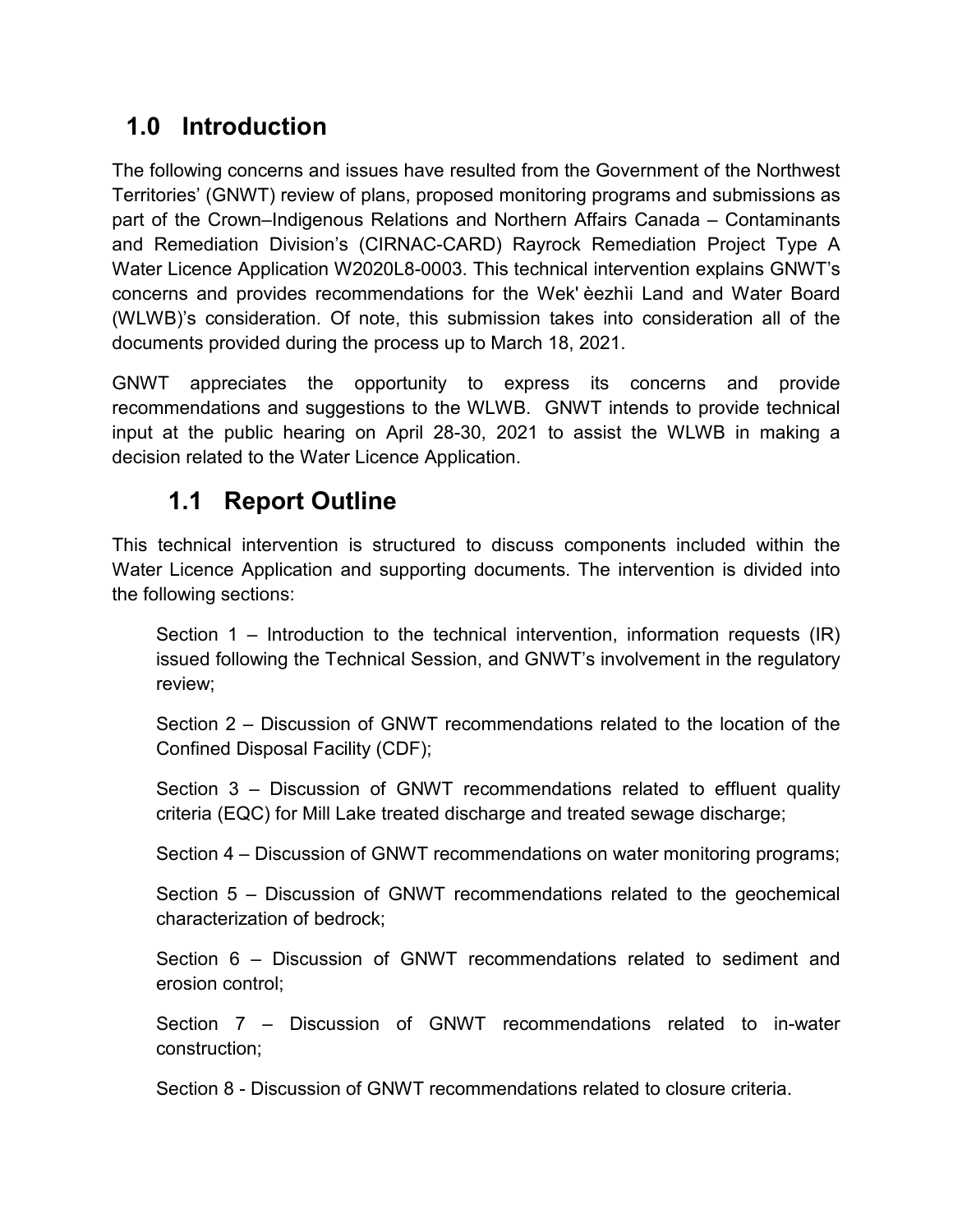# 1.0 Introduction

The following concerns and issues have resulted from the Government of the Northwest Territories' (GNWT) review of plans, proposed monitoring programs and submissions as part of the Crown–Indigenous Relations and Northern Affairs Canada – Contaminants and Remediation Division's (CIRNAC-CARD) Rayrock Remediation Project Type A Water Licence Application W2020L8-0003. This technical intervention explains GNWT's concerns and provides recommendations for the Wek' èezhìi Land and Water Board (WLWB)'s consideration. Of note, this submission takes into consideration all of the documents provided during the process up to March 18, 2021.

GNWT appreciates the opportunity to express its concerns and provide recommendations and suggestions to the WLWB. GNWT intends to provide technical input at the public hearing on April 28-30, 2021 to assist the WLWB in making a decision related to the Water Licence Application.

## 1.1 Report Outline

This technical intervention is structured to discuss components included within the Water Licence Application and supporting documents. The intervention is divided into the following sections:

Section 1 – Introduction to the technical intervention, information requests (IR) issued following the Technical Session, and GNWT's involvement in the regulatory review;

Section 2 – Discussion of GNWT recommendations related to the location of the Confined Disposal Facility (CDF);

Section 3 – Discussion of GNWT recommendations related to effluent quality criteria (EQC) for Mill Lake treated discharge and treated sewage discharge;

Section 4 – Discussion of GNWT recommendations on water monitoring programs;

Section 5 – Discussion of GNWT recommendations related to the geochemical characterization of bedrock;

Section 6 – Discussion of GNWT recommendations related to sediment and erosion control;

Section 7 – Discussion of GNWT recommendations related to in-water construction;

Section 8 - Discussion of GNWT recommendations related to closure criteria.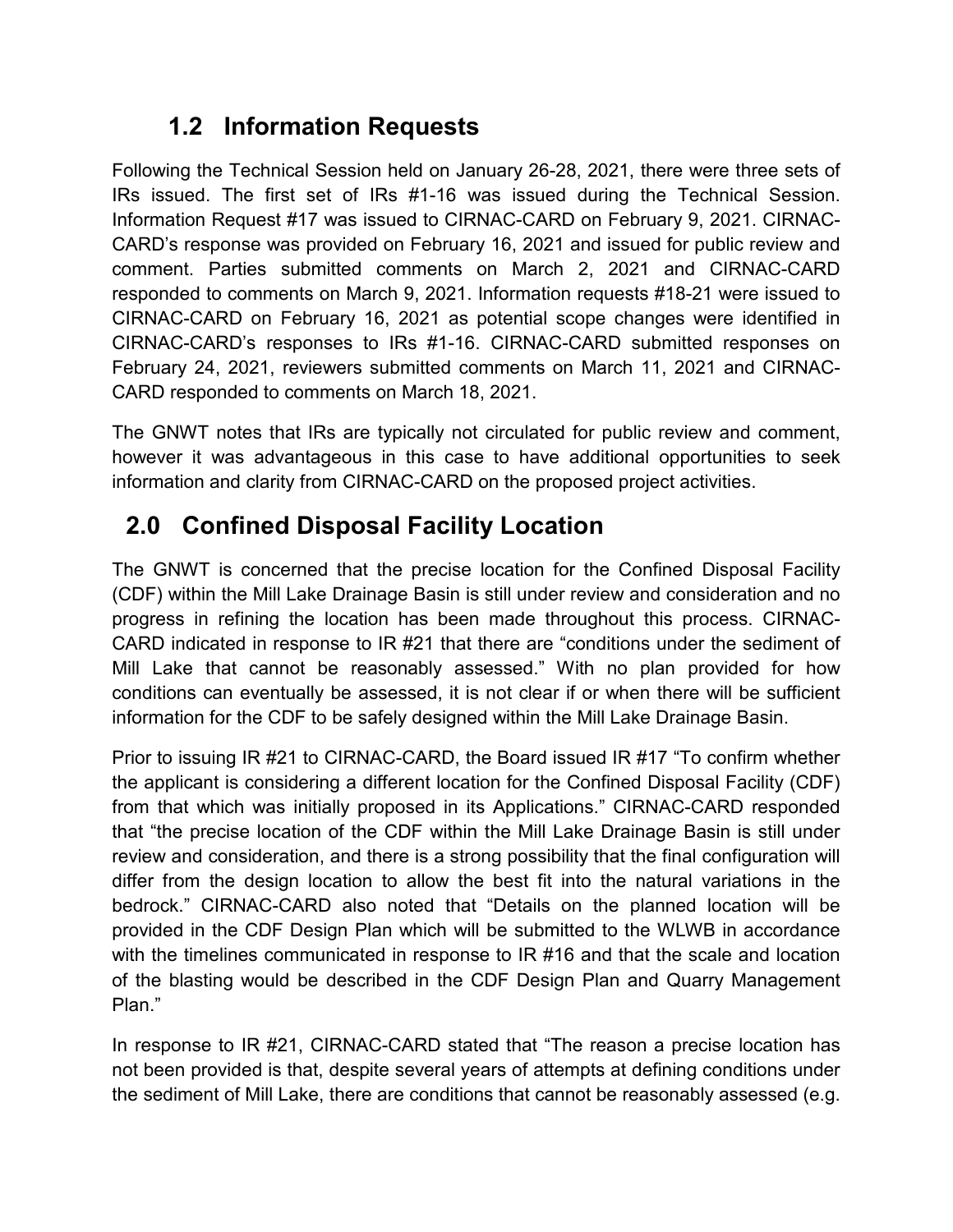## 1.2 Information Requests

Following the Technical Session held on January 26-28, 2021, there were three sets of IRs issued. The first set of IRs #1-16 was issued during the Technical Session. Information Request #17 was issued to CIRNAC-CARD on February 9, 2021. CIRNAC-CARD's response was provided on February 16, 2021 and issued for public review and comment. Parties submitted comments on March 2, 2021 and CIRNAC-CARD responded to comments on March 9, 2021. Information requests #18-21 were issued to CIRNAC-CARD on February 16, 2021 as potential scope changes were identified in CIRNAC-CARD's responses to IRs #1-16. CIRNAC-CARD submitted responses on February 24, 2021, reviewers submitted comments on March 11, 2021 and CIRNAC-CARD responded to comments on March 18, 2021.

The GNWT notes that IRs are typically not circulated for public review and comment, however it was advantageous in this case to have additional opportunities to seek information and clarity from CIRNAC-CARD on the proposed project activities.

# 2.0 Confined Disposal Facility Location

The GNWT is concerned that the precise location for the Confined Disposal Facility (CDF) within the Mill Lake Drainage Basin is still under review and consideration and no progress in refining the location has been made throughout this process. CIRNAC-CARD indicated in response to IR #21 that there are "conditions under the sediment of Mill Lake that cannot be reasonably assessed." With no plan provided for how conditions can eventually be assessed, it is not clear if or when there will be sufficient information for the CDF to be safely designed within the Mill Lake Drainage Basin.

Prior to issuing IR #21 to CIRNAC-CARD, the Board issued IR #17 "To confirm whether the applicant is considering a different location for the Confined Disposal Facility (CDF) from that which was initially proposed in its Applications." CIRNAC-CARD responded that "the precise location of the CDF within the Mill Lake Drainage Basin is still under review and consideration, and there is a strong possibility that the final configuration will differ from the design location to allow the best fit into the natural variations in the bedrock." CIRNAC-CARD also noted that "Details on the planned location will be provided in the CDF Design Plan which will be submitted to the WLWB in accordance with the timelines communicated in response to IR #16 and that the scale and location of the blasting would be described in the CDF Design Plan and Quarry Management Plan."

In response to IR #21, CIRNAC-CARD stated that "The reason a precise location has not been provided is that, despite several years of attempts at defining conditions under the sediment of Mill Lake, there are conditions that cannot be reasonably assessed (e.g.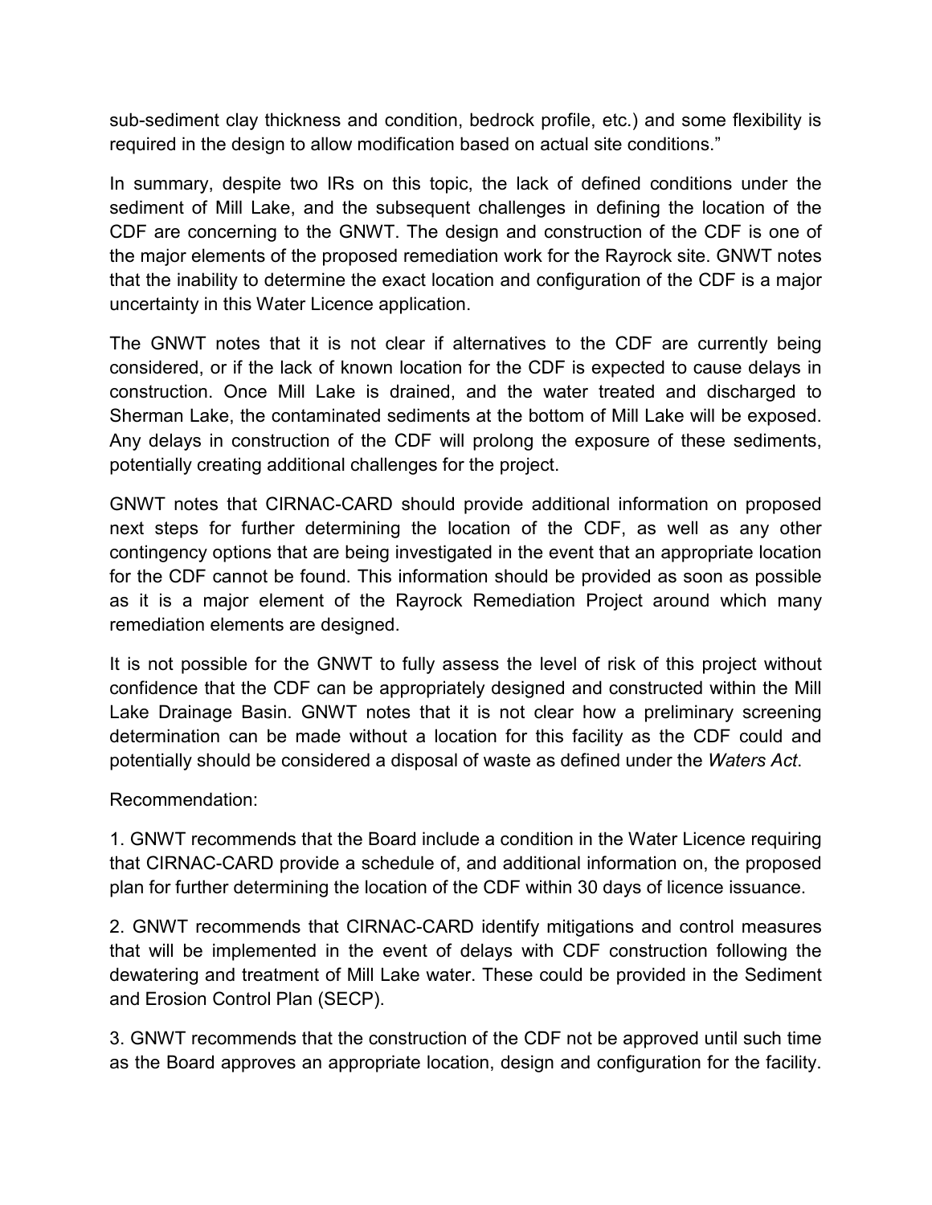sub-sediment clay thickness and condition, bedrock profile, etc.) and some flexibility is required in the design to allow modification based on actual site conditions."

In summary, despite two IRs on this topic, the lack of defined conditions under the sediment of Mill Lake, and the subsequent challenges in defining the location of the CDF are concerning to the GNWT. The design and construction of the CDF is one of the major elements of the proposed remediation work for the Rayrock site. GNWT notes that the inability to determine the exact location and configuration of the CDF is a major uncertainty in this Water Licence application.

The GNWT notes that it is not clear if alternatives to the CDF are currently being considered, or if the lack of known location for the CDF is expected to cause delays in construction. Once Mill Lake is drained, and the water treated and discharged to Sherman Lake, the contaminated sediments at the bottom of Mill Lake will be exposed. Any delays in construction of the CDF will prolong the exposure of these sediments, potentially creating additional challenges for the project.

GNWT notes that CIRNAC-CARD should provide additional information on proposed next steps for further determining the location of the CDF, as well as any other contingency options that are being investigated in the event that an appropriate location for the CDF cannot be found. This information should be provided as soon as possible as it is a major element of the Rayrock Remediation Project around which many remediation elements are designed.

It is not possible for the GNWT to fully assess the level of risk of this project without confidence that the CDF can be appropriately designed and constructed within the Mill Lake Drainage Basin. GNWT notes that it is not clear how a preliminary screening determination can be made without a location for this facility as the CDF could and potentially should be considered a disposal of waste as defined under the *Waters Act*.

Recommendation:

1. GNWT recommends that the Board include a condition in the Water Licence requiring that CIRNAC-CARD provide a schedule of, and additional information on, the proposed plan for further determining the location of the CDF within 30 days of licence issuance.

2. GNWT recommends that CIRNAC-CARD identify mitigations and control measures that will be implemented in the event of delays with CDF construction following the dewatering and treatment of Mill Lake water. These could be provided in the Sediment and Erosion Control Plan (SECP).

3. GNWT recommends that the construction of the CDF not be approved until such time as the Board approves an appropriate location, design and configuration for the facility.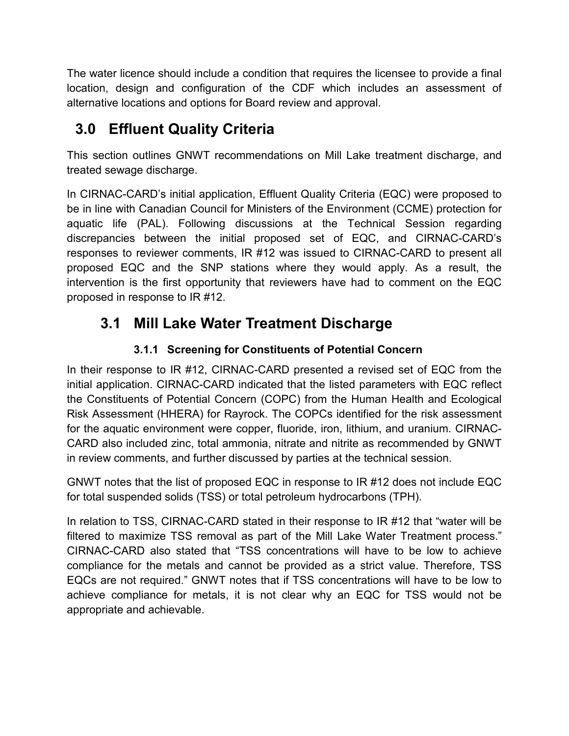The water licence should include a condition that requires the licensee to provide a final location, design and configuration of the CDF which includes an assessment of alternative locations and options for Board review and approval.

# 3.0 Effluent Quality Criteria

This section outlines GNWT recommendations on Mill Lake treatment discharge, and treated sewage discharge.

In CIRNAC-CARD's initial application, Effluent Quality Criteria (EQC) were proposed to be in line with Canadian Council for Ministers of the Environment (CCME) protection for aquatic life (PAL). Following discussions at the Technical Session regarding discrepancies between the initial proposed set of EQC, and CIRNAC-CARD's responses to reviewer comments, IR #12 was issued to CIRNAC-CARD to present all proposed EQC and the SNP stations where they would apply. As a result, the intervention is the first opportunity that reviewers have had to comment on the EQC proposed in response to IR #12.

## 3.1 Mill Lake Water Treatment Discharge

### 3.1.1 Screening for Constituents of Potential Concern

In their response to IR #12, CIRNAC-CARD presented a revised set of EQC from the initial application. CIRNAC-CARD indicated that the listed parameters with EQC reflect the Constituents of Potential Concern (COPC) from the Human Health and Ecological Risk Assessment (HHERA) for Rayrock. The COPCs identified for the risk assessment for the aquatic environment were copper, fluoride, iron, lithium, and uranium. CIRNAC-CARD also included zinc, total ammonia, nitrate and nitrite as recommended by GNWT in review comments, and further discussed by parties at the technical session.

GNWT notes that the list of proposed EQC in response to IR #12 does not include EQC for total suspended solids (TSS) or total petroleum hydrocarbons (TPH).

In relation to TSS, CIRNAC-CARD stated in their response to IR #12 that "water will be filtered to maximize TSS removal as part of the Mill Lake Water Treatment process." CIRNAC-CARD also stated that "TSS concentrations will have to be low to achieve compliance for the metals and cannot be provided as a strict value. Therefore, TSS EQCs are not required." GNWT notes that if TSS concentrations will have to be low to achieve compliance for metals, it is not clear why an EQC for TSS would not be appropriate and achievable.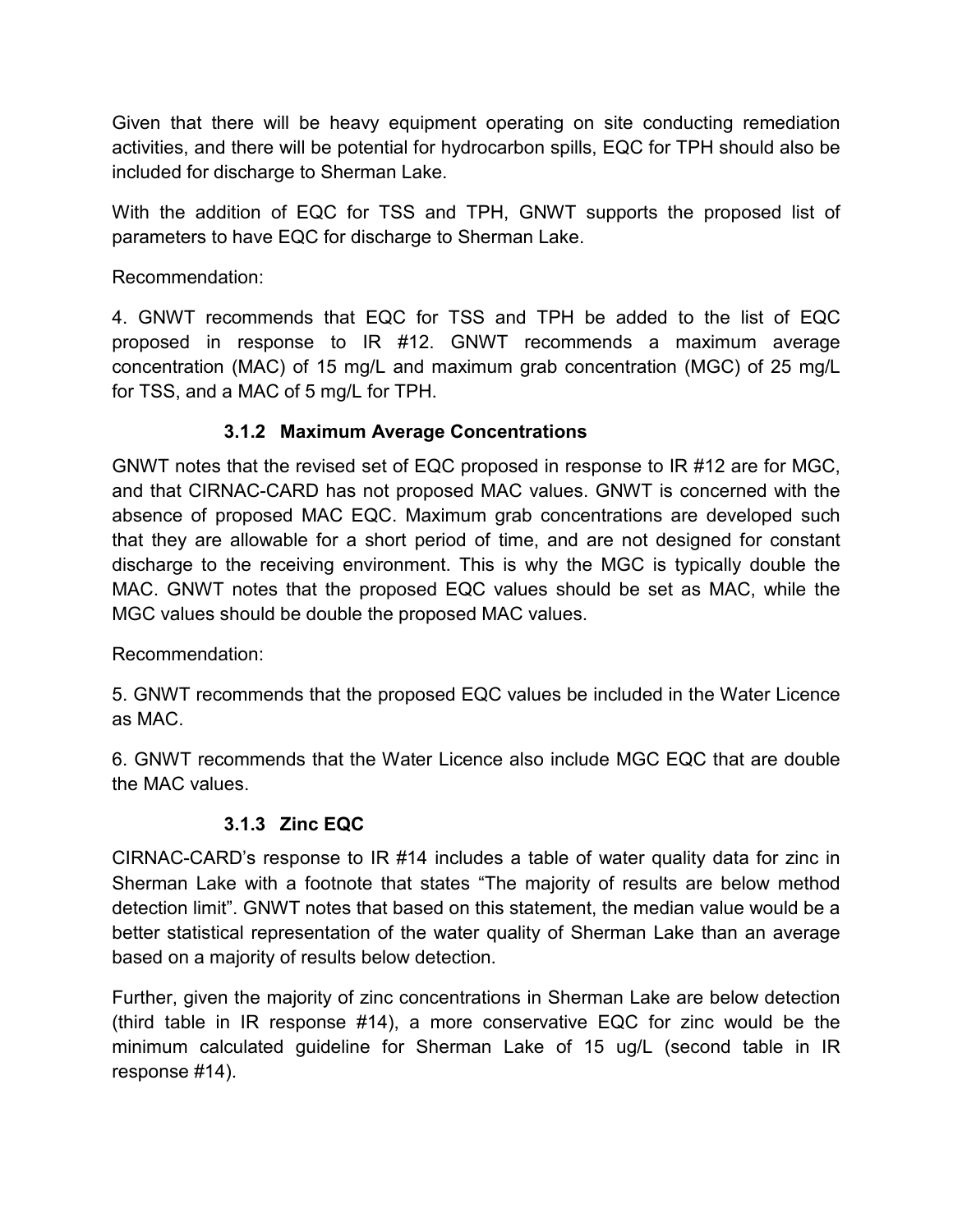Given that there will be heavy equipment operating on site conducting remediation activities, and there will be potential for hydrocarbon spills, EQC for TPH should also be included for discharge to Sherman Lake.

With the addition of EQC for TSS and TPH, GNWT supports the proposed list of parameters to have EQC for discharge to Sherman Lake.

Recommendation:

4. GNWT recommends that EQC for TSS and TPH be added to the list of EQC proposed in response to IR #12. GNWT recommends a maximum average concentration (MAC) of 15 mg/L and maximum grab concentration (MGC) of 25 mg/L for TSS, and a MAC of 5 mg/L for TPH.

### 3.1.2 Maximum Average Concentrations

GNWT notes that the revised set of EQC proposed in response to IR #12 are for MGC, and that CIRNAC-CARD has not proposed MAC values. GNWT is concerned with the absence of proposed MAC EQC. Maximum grab concentrations are developed such that they are allowable for a short period of time, and are not designed for constant discharge to the receiving environment. This is why the MGC is typically double the MAC. GNWT notes that the proposed EQC values should be set as MAC, while the MGC values should be double the proposed MAC values.

Recommendation:

5. GNWT recommends that the proposed EQC values be included in the Water Licence as MAC.

6. GNWT recommends that the Water Licence also include MGC EQC that are double the MAC values.

### 3.1.3 Zinc EQC

CIRNAC-CARD's response to IR #14 includes a table of water quality data for zinc in Sherman Lake with a footnote that states "The majority of results are below method detection limit". GNWT notes that based on this statement, the median value would be a better statistical representation of the water quality of Sherman Lake than an average based on a majority of results below detection.

Further, given the majority of zinc concentrations in Sherman Lake are below detection (third table in IR response #14), a more conservative EQC for zinc would be the minimum calculated guideline for Sherman Lake of 15 ug/L (second table in IR response #14).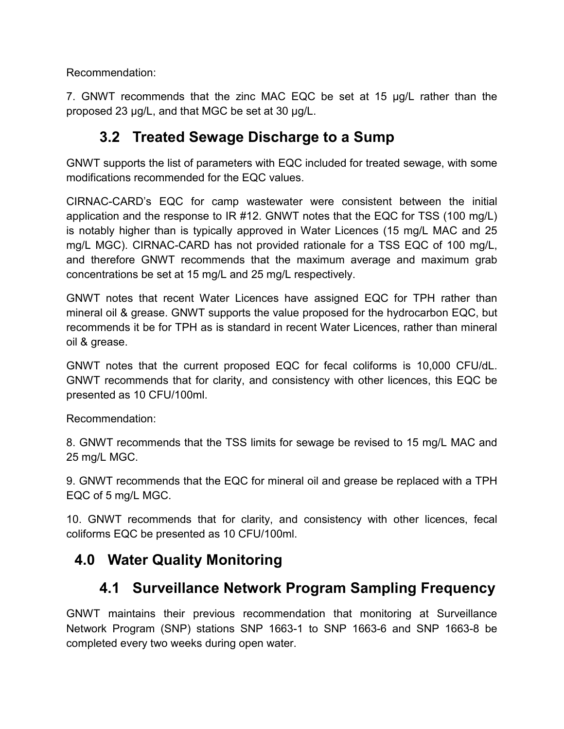Recommendation:

7. GNWT recommends that the zinc MAC EQC be set at 15 µg/L rather than the proposed 23 µg/L, and that MGC be set at 30 µg/L.

### 3.2 Treated Sewage Discharge to a Sump

GNWT supports the list of parameters with EQC included for treated sewage, with some modifications recommended for the EQC values.

CIRNAC-CARD's EQC for camp wastewater were consistent between the initial application and the response to IR #12. GNWT notes that the EQC for TSS (100 mg/L) is notably higher than is typically approved in Water Licences (15 mg/L MAC and 25 mg/L MGC). CIRNAC-CARD has not provided rationale for a TSS EQC of 100 mg/L, and therefore GNWT recommends that the maximum average and maximum grab concentrations be set at 15 mg/L and 25 mg/L respectively.

GNWT notes that recent Water Licences have assigned EQC for TPH rather than mineral oil & grease. GNWT supports the value proposed for the hydrocarbon EQC, but recommends it be for TPH as is standard in recent Water Licences, rather than mineral oil & grease.

GNWT notes that the current proposed EQC for fecal coliforms is 10,000 CFU/dL. GNWT recommends that for clarity, and consistency with other licences, this EQC be presented as 10 CFU/100ml.

Recommendation:

8. GNWT recommends that the TSS limits for sewage be revised to 15 mg/L MAC and 25 mg/L MGC.

9. GNWT recommends that the EQC for mineral oil and grease be replaced with a TPH EQC of 5 mg/L MGC.

10. GNWT recommends that for clarity, and consistency with other licences, fecal coliforms EQC be presented as 10 CFU/100ml.

## 4.0 Water Quality Monitoring

### 4.1 Surveillance Network Program Sampling Frequency

GNWT maintains their previous recommendation that monitoring at Surveillance Network Program (SNP) stations SNP 1663-1 to SNP 1663-6 and SNP 1663-8 be completed every two weeks during open water.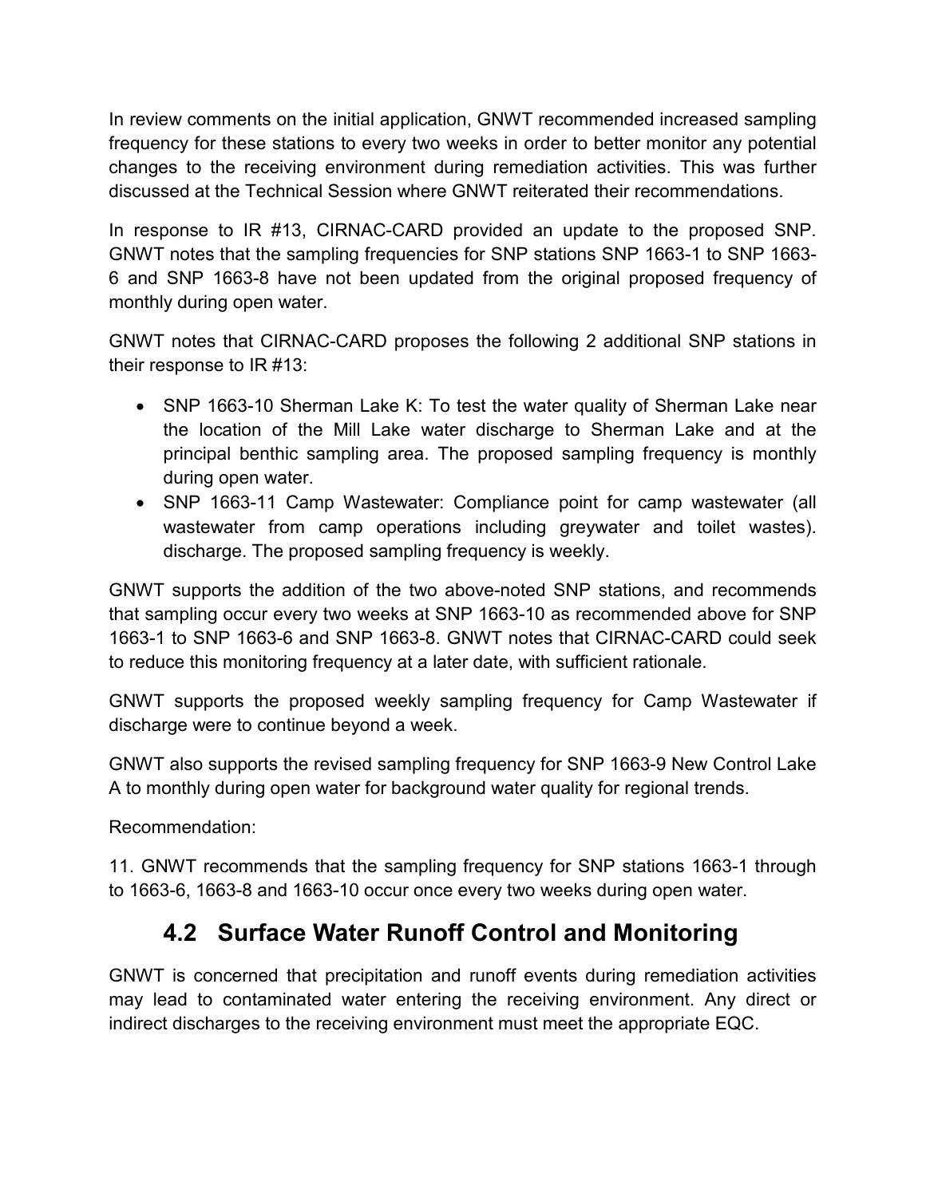In review comments on the initial application, GNWT recommended increased sampling frequency for these stations to every two weeks in order to better monitor any potential changes to the receiving environment during remediation activities. This was further discussed at the Technical Session where GNWT reiterated their recommendations.

In response to IR #13, CIRNAC-CARD provided an update to the proposed SNP. GNWT notes that the sampling frequencies for SNP stations SNP 1663-1 to SNP 1663-6 and SNP 1663-8 have not been updated from the original proposed frequency of monthly during open water.

GNWT notes that CIRNAC-CARD proposes the following 2 additional SNP stations in their response to IR #13:

- SNP 1663-10 Sherman Lake K: To test the water quality of Sherman Lake near the location of the Mill Lake water discharge to Sherman Lake and at the principal benthic sampling area. The proposed sampling frequency is monthly during open water.
- SNP 1663-11 Camp Wastewater: Compliance point for camp wastewater (all wastewater from camp operations including greywater and toilet wastes). discharge. The proposed sampling frequency is weekly.

GNWT supports the addition of the two above-noted SNP stations, and recommends that sampling occur every two weeks at SNP 1663-10 as recommended above for SNP 1663-1 to SNP 1663-6 and SNP 1663-8. GNWT notes that CIRNAC-CARD could seek to reduce this monitoring frequency at a later date, with sufficient rationale.

GNWT supports the proposed weekly sampling frequency for Camp Wastewater if discharge were to continue beyond a week.

GNWT also supports the revised sampling frequency for SNP 1663-9 New Control Lake A to monthly during open water for background water quality for regional trends.

Recommendation:

11. GNWT recommends that the sampling frequency for SNP stations 1663-1 through to 1663-6, 1663-8 and 1663-10 occur once every two weeks during open water.

## 4.2 Surface Water Runoff Control and Monitoring

GNWT is concerned that precipitation and runoff events during remediation activities may lead to contaminated water entering the receiving environment. Any direct or indirect discharges to the receiving environment must meet the appropriate EQC.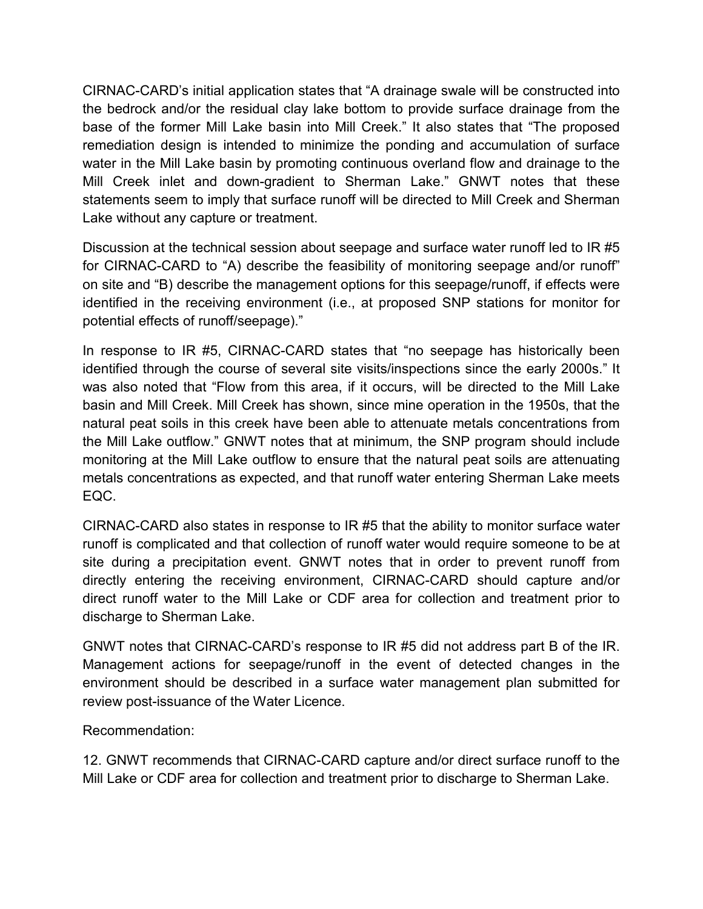CIRNAC-CARD's initial application states that "A drainage swale will be constructed into the bedrock and/or the residual clay lake bottom to provide surface drainage from the base of the former Mill Lake basin into Mill Creek." It also states that "The proposed remediation design is intended to minimize the ponding and accumulation of surface water in the Mill Lake basin by promoting continuous overland flow and drainage to the Mill Creek inlet and down-gradient to Sherman Lake." GNWT notes that these statements seem to imply that surface runoff will be directed to Mill Creek and Sherman Lake without any capture or treatment.

Discussion at the technical session about seepage and surface water runoff led to IR #5 for CIRNAC-CARD to "A) describe the feasibility of monitoring seepage and/or runoff" on site and "B) describe the management options for this seepage/runoff, if effects were identified in the receiving environment (i.e., at proposed SNP stations for monitor for potential effects of runoff/seepage)."

In response to IR #5, CIRNAC-CARD states that "no seepage has historically been identified through the course of several site visits/inspections since the early 2000s." It was also noted that "Flow from this area, if it occurs, will be directed to the Mill Lake basin and Mill Creek. Mill Creek has shown, since mine operation in the 1950s, that the natural peat soils in this creek have been able to attenuate metals concentrations from the Mill Lake outflow." GNWT notes that at minimum, the SNP program should include monitoring at the Mill Lake outflow to ensure that the natural peat soils are attenuating metals concentrations as expected, and that runoff water entering Sherman Lake meets EQC.

CIRNAC-CARD also states in response to IR #5 that the ability to monitor surface water runoff is complicated and that collection of runoff water would require someone to be at site during a precipitation event. GNWT notes that in order to prevent runoff from directly entering the receiving environment, CIRNAC-CARD should capture and/or direct runoff water to the Mill Lake or CDF area for collection and treatment prior to discharge to Sherman Lake.

GNWT notes that CIRNAC-CARD's response to IR #5 did not address part B of the IR. Management actions for seepage/runoff in the event of detected changes in the environment should be described in a surface water management plan submitted for review post-issuance of the Water Licence.

Recommendation:

12. GNWT recommends that CIRNAC-CARD capture and/or direct surface runoff to the Mill Lake or CDF area for collection and treatment prior to discharge to Sherman Lake.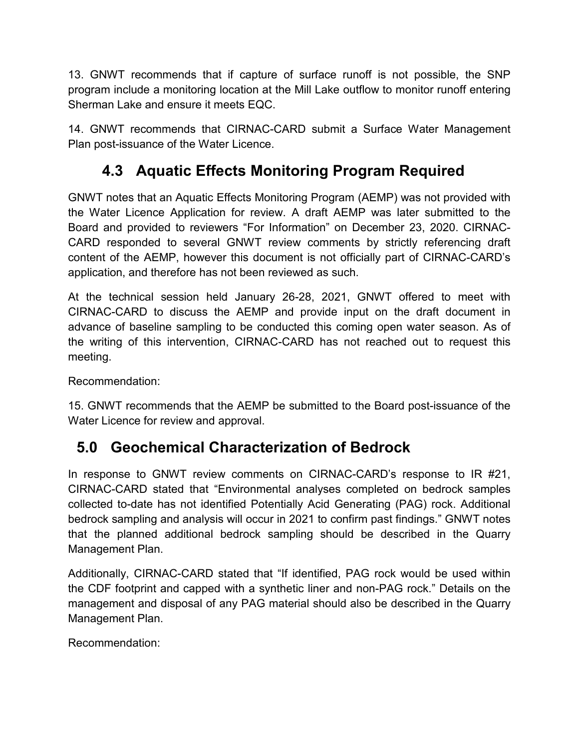13. GNWT recommends that if capture of surface runoff is not possible, the SNP program include a monitoring location at the Mill Lake outflow to monitor runoff entering Sherman Lake and ensure it meets EQC.

14. GNWT recommends that CIRNAC-CARD submit a Surface Water Management Plan post-issuance of the Water Licence.

### 4.3 Aquatic Effects Monitoring Program Required

GNWT notes that an Aquatic Effects Monitoring Program (AEMP) was not provided with the Water Licence Application for review. A draft AEMP was later submitted to the Board and provided to reviewers "For Information" on December 23, 2020. CIRNAC-CARD responded to several GNWT review comments by strictly referencing draft content of the AEMP, however this document is not officially part of CIRNAC-CARD's application, and therefore has not been reviewed as such.

At the technical session held January 26-28, 2021, GNWT offered to meet with CIRNAC-CARD to discuss the AEMP and provide input on the draft document in advance of baseline sampling to be conducted this coming open water season. As of the writing of this intervention, CIRNAC-CARD has not reached out to request this meeting.

Recommendation:

15. GNWT recommends that the AEMP be submitted to the Board post-issuance of the Water Licence for review and approval.

## 5.0 Geochemical Characterization of Bedrock

In response to GNWT review comments on CIRNAC-CARD's response to IR #21, CIRNAC-CARD stated that "Environmental analyses completed on bedrock samples collected to-date has not identified Potentially Acid Generating (PAG) rock. Additional bedrock sampling and analysis will occur in 2021 to confirm past findings." GNWT notes that the planned additional bedrock sampling should be described in the Quarry Management Plan.

Additionally, CIRNAC-CARD stated that "If identified, PAG rock would be used within the CDF footprint and capped with a synthetic liner and non-PAG rock." Details on the management and disposal of any PAG material should also be described in the Quarry Management Plan.

Recommendation: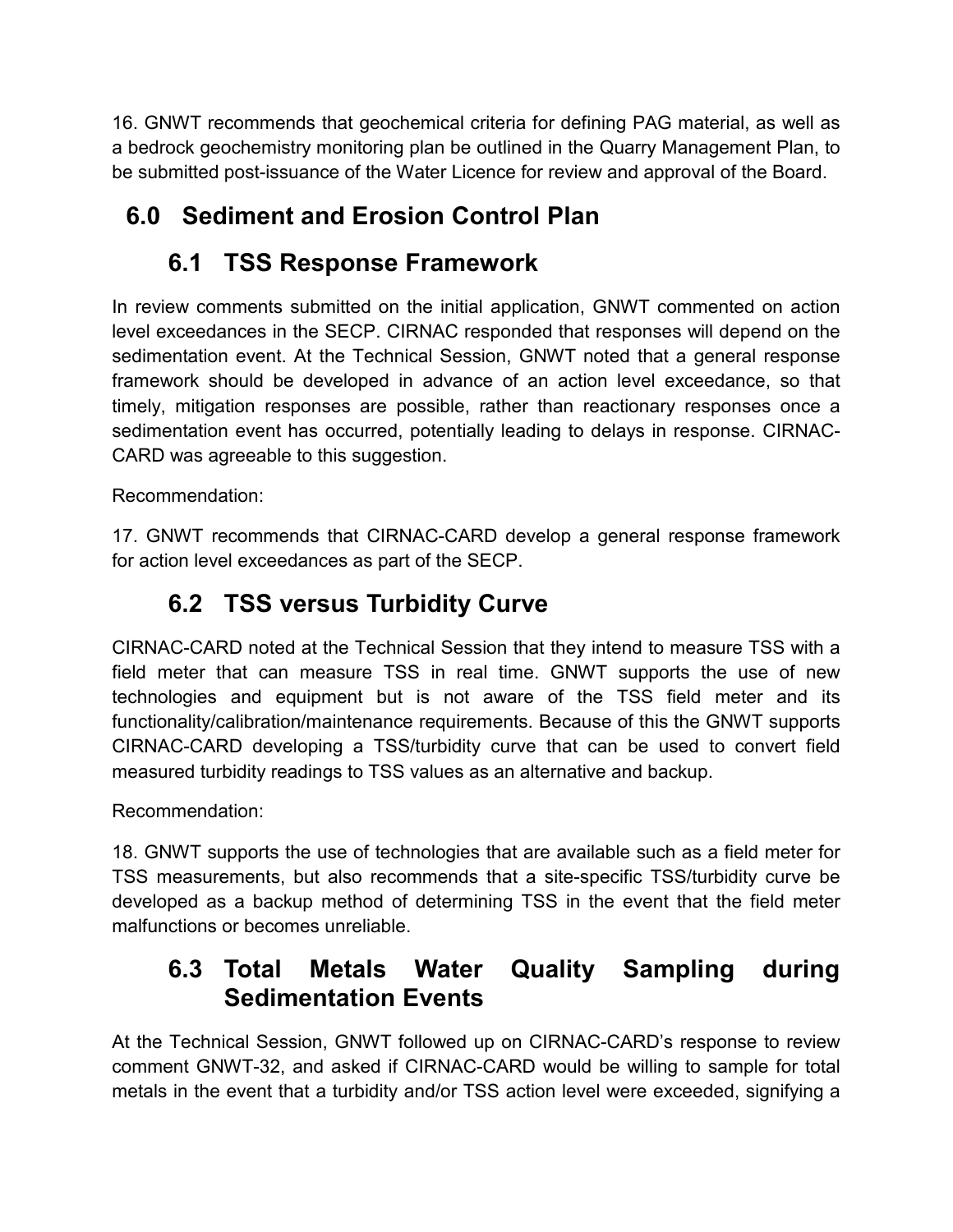16. GNWT recommends that geochemical criteria for defining PAG material, as well as a bedrock geochemistry monitoring plan be outlined in the Quarry Management Plan, to be submitted post-issuance of the Water Licence for review and approval of the Board.

# 6.0 Sediment and Erosion Control Plan

## 6.1 TSS Response Framework

In review comments submitted on the initial application, GNWT commented on action level exceedances in the SECP. CIRNAC responded that responses will depend on the sedimentation event. At the Technical Session, GNWT noted that a general response framework should be developed in advance of an action level exceedance, so that timely, mitigation responses are possible, rather than reactionary responses once a sedimentation event has occurred, potentially leading to delays in response. CIRNAC-CARD was agreeable to this suggestion.

Recommendation:

17. GNWT recommends that CIRNAC-CARD develop a general response framework for action level exceedances as part of the SECP.

## 6.2 TSS versus Turbidity Curve

CIRNAC-CARD noted at the Technical Session that they intend to measure TSS with a field meter that can measure TSS in real time. GNWT supports the use of new technologies and equipment but is not aware of the TSS field meter and its functionality/calibration/maintenance requirements. Because of this the GNWT supports CIRNAC-CARD developing a TSS/turbidity curve that can be used to convert field measured turbidity readings to TSS values as an alternative and backup.

Recommendation:

18. GNWT supports the use of technologies that are available such as a field meter for TSS measurements, but also recommends that a site-specific TSS/turbidity curve be developed as a backup method of determining TSS in the event that the field meter malfunctions or becomes unreliable.

## 6.3 Total Metals Water Quality Sampling during Sedimentation Events

At the Technical Session, GNWT followed up on CIRNAC-CARD's response to review comment GNWT-32, and asked if CIRNAC-CARD would be willing to sample for total metals in the event that a turbidity and/or TSS action level were exceeded, signifying a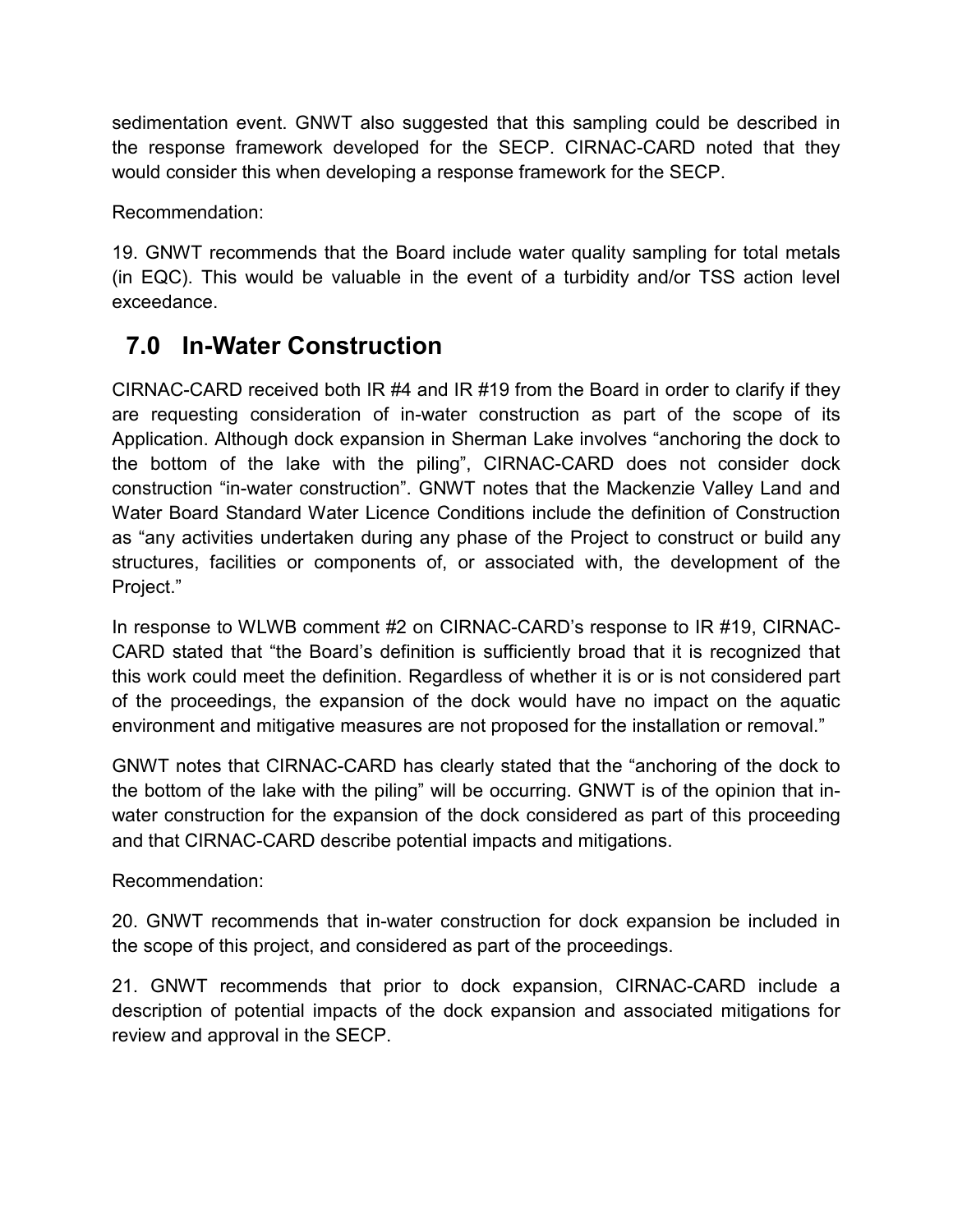sedimentation event. GNWT also suggested that this sampling could be described in the response framework developed for the SECP. CIRNAC-CARD noted that they would consider this when developing a response framework for the SECP.

Recommendation:

19. GNWT recommends that the Board include water quality sampling for total metals (in EQC). This would be valuable in the event of a turbidity and/or TSS action level exceedance.

## 7.0 In-Water Construction

CIRNAC-CARD received both IR #4 and IR #19 from the Board in order to clarify if they are requesting consideration of in-water construction as part of the scope of its Application. Although dock expansion in Sherman Lake involves "anchoring the dock to the bottom of the lake with the piling", CIRNAC-CARD does not consider dock construction "in-water construction". GNWT notes that the Mackenzie Valley Land and Water Board Standard Water Licence Conditions include the definition of Construction as "any activities undertaken during any phase of the Project to construct or build any structures, facilities or components of, or associated with, the development of the Project."

In response to WLWB comment #2 on CIRNAC-CARD's response to IR #19, CIRNAC-CARD stated that "the Board's definition is sufficiently broad that it is recognized that this work could meet the definition. Regardless of whether it is or is not considered part of the proceedings, the expansion of the dock would have no impact on the aquatic environment and mitigative measures are not proposed for the installation or removal."

GNWT notes that CIRNAC-CARD has clearly stated that the "anchoring of the dock to the bottom of the lake with the piling" will be occurring. GNWT is of the opinion that in-water construction for the expansion of the dock considered as part of this proceeding and that CIRNAC-CARD describe potential impacts and mitigations.

Recommendation:

20. GNWT recommends that in-water construction for dock expansion be included in the scope of this project, and considered as part of the proceedings.

21. GNWT recommends that prior to dock expansion, CIRNAC-CARD include a description of potential impacts of the dock expansion and associated mitigations for review and approval in the SECP.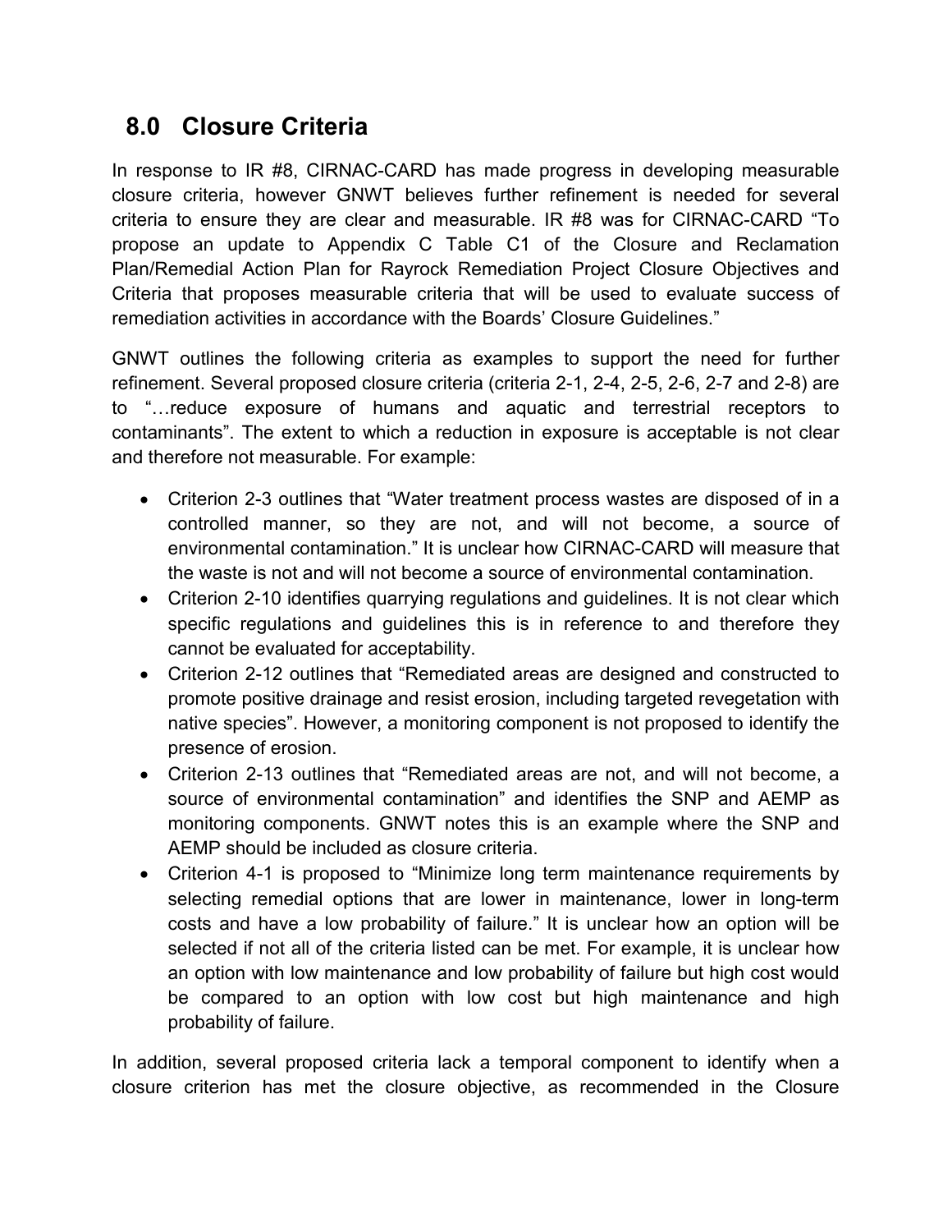## 8.0 Closure Criteria

In response to IR #8, CIRNAC-CARD has made progress in developing measurable closure criteria, however GNWT believes further refinement is needed for several criteria to ensure they are clear and measurable. IR #8 was for CIRNAC-CARD "To propose an update to Appendix C Table C1 of the Closure and Reclamation Plan/Remedial Action Plan for Rayrock Remediation Project Closure Objectives and Criteria that proposes measurable criteria that will be used to evaluate success of remediation activities in accordance with the Boards' Closure Guidelines."

GNWT outlines the following criteria as examples to support the need for further refinement. Several proposed closure criteria (criteria 2-1, 2-4, 2-5, 2-6, 2-7 and 2-8) are to "…reduce exposure of humans and aquatic and terrestrial receptors to contaminants". The extent to which a reduction in exposure is acceptable is not clear and therefore not measurable. For example:

- Criterion 2-3 outlines that "Water treatment process wastes are disposed of in a controlled manner, so they are not, and will not become, a source of environmental contamination." It is unclear how CIRNAC-CARD will measure that the waste is not and will not become a source of environmental contamination.
- Criterion 2-10 identifies quarrying regulations and guidelines. It is not clear which specific regulations and guidelines this is in reference to and therefore they cannot be evaluated for acceptability.
- Criterion 2-12 outlines that "Remediated areas are designed and constructed to promote positive drainage and resist erosion, including targeted revegetation with native species". However, a monitoring component is not proposed to identify the presence of erosion.
- Criterion 2-13 outlines that "Remediated areas are not, and will not become, a source of environmental contamination" and identifies the SNP and AEMP as monitoring components. GNWT notes this is an example where the SNP and AEMP should be included as closure criteria.
- Criterion 4-1 is proposed to "Minimize long term maintenance requirements by selecting remedial options that are lower in maintenance, lower in long-term costs and have a low probability of failure." It is unclear how an option will be selected if not all of the criteria listed can be met. For example, it is unclear how an option with low maintenance and low probability of failure but high cost would be compared to an option with low cost but high maintenance and high probability of failure.

In addition, several proposed criteria lack a temporal component to identify when a closure criterion has met the closure objective, as recommended in the Closure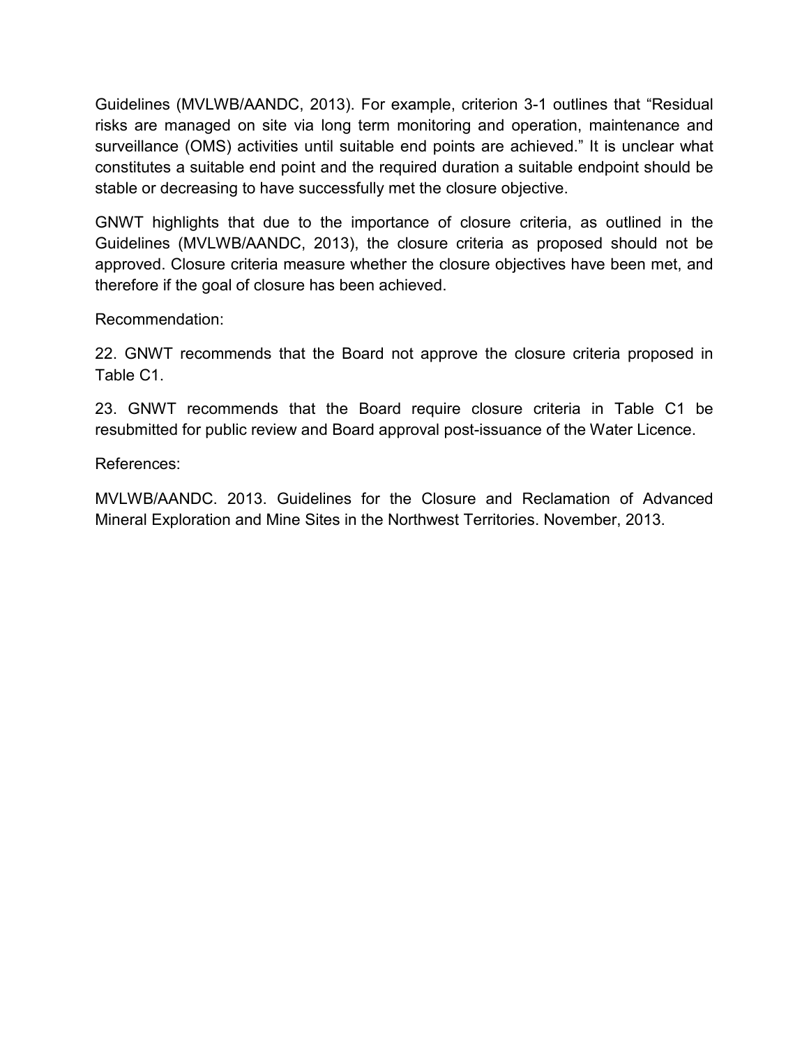Guidelines (MVLWB/AANDC, 2013). For example, criterion 3-1 outlines that "Residual risks are managed on site via long term monitoring and operation, maintenance and surveillance (OMS) activities until suitable end points are achieved." It is unclear what constitutes a suitable end point and the required duration a suitable endpoint should be stable or decreasing to have successfully met the closure objective.

GNWT highlights that due to the importance of closure criteria, as outlined in the Guidelines (MVLWB/AANDC, 2013), the closure criteria as proposed should not be approved. Closure criteria measure whether the closure objectives have been met, and therefore if the goal of closure has been achieved.

Recommendation:

22. GNWT recommends that the Board not approve the closure criteria proposed in Table C1.

23. GNWT recommends that the Board require closure criteria in Table C1 be resubmitted for public review and Board approval post-issuance of the Water Licence.

References:

MVLWB/AANDC. 2013. Guidelines for the Closure and Reclamation of Advanced Mineral Exploration and Mine Sites in the Northwest Territories. November, 2013.